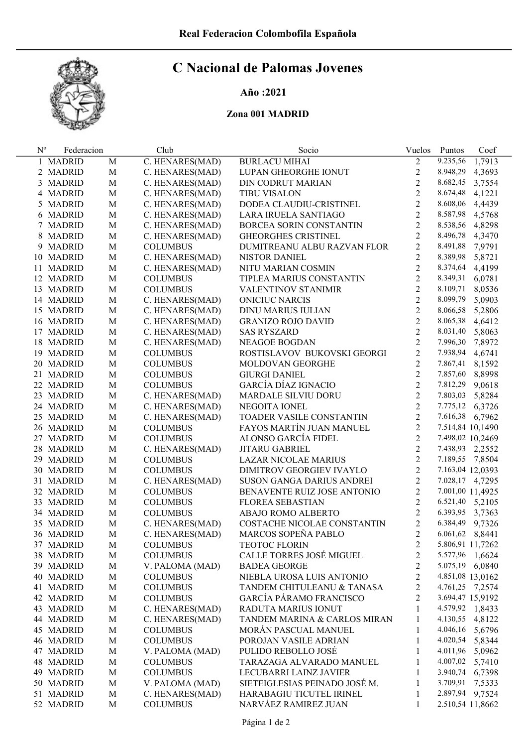Real Federacion Colombofila Española

# C Nacional de Palomas Jovenes

**Año :2021**

**Zona 001 MADRID**

| Nº | Federacion | | Club | Socio | Vuelos | Puntos | Coef |
|---|---|---|---|---|---|---|---|
| 1 | MADRID | M | C. HENARES(MAD) | BURLACU MIHAI | 2 | 9.235,56 | 1,7913 |
| 2 | MADRID | M | C. HENARES(MAD) | LUPAN GHEORGHE IONUT | 2 | 8.948,29 | 4,3693 |
| 3 | MADRID | M | C. HENARES(MAD) | DIN CODRUT MARIAN | 2 | 8.682,45 | 3,7554 |
| 4 | MADRID | M | C. HENARES(MAD) | TIBU VISALON | 2 | 8.674,48 | 4,1221 |
| 5 | MADRID | M | C. HENARES(MAD) | DODEA CLAUDIU-CRISTINEL | 2 | 8.608,06 | 4,4439 |
| 6 | MADRID | M | C. HENARES(MAD) | LARA IRUELA SANTIAGO | 2 | 8.587,98 | 4,5768 |
| 7 | MADRID | M | C. HENARES(MAD) | BORCEA SORIN CONSTANTIN | 2 | 8.538,56 | 4,8298 |
| 8 | MADRID | M | C. HENARES(MAD) | GHEORGHES CRISTINEL | 2 | 8.496,78 | 4,3470 |
| 9 | MADRID | M | COLUMBUS | DUMITREANU ALBU RAZVAN FLOR | 2 | 8.491,88 | 7,9791 |
| 10 | MADRID | M | C. HENARES(MAD) | NISTOR DANIEL | 2 | 8.389,98 | 5,8721 |
| 11 | MADRID | M | C. HENARES(MAD) | NITU MARIAN COSMIN | 2 | 8.374,64 | 4,4199 |
| 12 | MADRID | M | COLUMBUS | TIPLEA MARIUS CONSTANTIN | 2 | 8.349,31 | 6,0781 |
| 13 | MADRID | M | COLUMBUS | VALENTINOV STANIMIR | 2 | 8.109,71 | 8,0536 |
| 14 | MADRID | M | C. HENARES(MAD) | ONICIUC NARCIS | 2 | 8.099,79 | 5,0903 |
| 15 | MADRID | M | C. HENARES(MAD) | DINU MARIUS IULIAN | 2 | 8.066,58 | 5,2806 |
| 16 | MADRID | M | C. HENARES(MAD) | GRANIZO ROJO DAVID | 2 | 8.065,38 | 4,6412 |
| 17 | MADRID | M | C. HENARES(MAD) | SAS RYSZARD | 2 | 8.031,40 | 5,8063 |
| 18 | MADRID | M | C. HENARES(MAD) | NEAGOE BOGDAN | 2 | 7.996,30 | 7,8972 |
| 19 | MADRID | M | COLUMBUS | ROSTISLAVOV BUKOVSKI GEORGI | 2 | 7.938,94 | 4,6741 |
| 20 | MADRID | M | COLUMBUS | MOLDOVAN GEORGHE | 2 | 7.867,41 | 8,1592 |
| 21 | MADRID | M | COLUMBUS | GIURGI DANIEL | 2 | 7.857,60 | 8,8998 |
| 22 | MADRID | M | COLUMBUS | GARCÍA DÍAZ IGNACIO | 2 | 7.812,29 | 9,0618 |
| 23 | MADRID | M | C. HENARES(MAD) | MARDALE SILVIU DORU | 2 | 7.803,03 | 5,8284 |
| 24 | MADRID | M | C. HENARES(MAD) | NEGOITA IONEL | 2 | 7.775,12 | 6,3726 |
| 25 | MADRID | M | C. HENARES(MAD) | TOADER VASILE CONSTANTIN | 2 | 7.616,38 | 6,7962 |
| 26 | MADRID | M | COLUMBUS | FAYOS MARTÍN JUAN MANUEL | 2 | 7.514,84 | 10,1490 |
| 27 | MADRID | M | COLUMBUS | ALONSO GARCÍA FIDEL | 2 | 7.498,02 | 10,2469 |
| 28 | MADRID | M | C. HENARES(MAD) | JITARU GABRIEL | 2 | 7.438,93 | 2,2552 |
| 29 | MADRID | M | COLUMBUS | LAZAR NICOLAE MARIUS | 2 | 7.189,55 | 7,8504 |
| 30 | MADRID | M | COLUMBUS | DIMITROV GEORGIEV IVAYLO | 2 | 7.163,04 | 12,0393 |
| 31 | MADRID | M | C. HENARES(MAD) | SUSON GANGA DARIUS ANDREI | 2 | 7.028,17 | 4,7295 |
| 32 | MADRID | M | COLUMBUS | BENAVENTE RUIZ JOSE ANTONIO | 2 | 7.001,00 | 11,4925 |
| 33 | MADRID | M | COLUMBUS | FLOREA SEBASTIAN | 2 | 6.521,40 | 5,2105 |
| 34 | MADRID | M | COLUMBUS | ABAJO ROMO ALBERTO | 2 | 6.393,95 | 3,7363 |
| 35 | MADRID | M | C. HENARES(MAD) | COSTACHE NICOLAE CONSTANTIN | 2 | 6.384,49 | 9,7326 |
| 36 | MADRID | M | C. HENARES(MAD) | MARCOS SOPEÑA PABLO | 2 | 6.061,62 | 8,8441 |
| 37 | MADRID | M | COLUMBUS | TEOTOC FLORIN | 2 | 5.806,91 | 11,7262 |
| 38 | MADRID | M | COLUMBUS | CALLE TORRES JOSÉ MIGUEL | 2 | 5.577,96 | 1,6624 |
| 39 | MADRID | M | V. PALOMA (MAD) | BADEA GEORGE | 2 | 5.075,19 | 6,0840 |
| 40 | MADRID | M | COLUMBUS | NIEBLA UROSA LUIS ANTONIO | 2 | 4.851,08 | 13,0162 |
| 41 | MADRID | M | COLUMBUS | TANDEM CHITULEANU & TANASA | 2 | 4.761,25 | 7,2574 |
| 42 | MADRID | M | COLUMBUS | GARCÍA PÁRAMO FRANCISCO | 2 | 3.694,47 | 15,9192 |
| 43 | MADRID | M | C. HENARES(MAD) | RADUTA MARIUS IONUT | 1 | 4.579,92 | 1,8433 |
| 44 | MADRID | M | C. HENARES(MAD) | TANDEM MARINA & CARLOS MIRAN | 1 | 4.130,55 | 4,8122 |
| 45 | MADRID | M | COLUMBUS | MORÁN PASCUAL MANUEL | 1 | 4.046,16 | 5,6796 |
| 46 | MADRID | M | COLUMBUS | POROJAN VASILE ADRIAN | 1 | 4.020,54 | 5,8344 |
| 47 | MADRID | M | V. PALOMA (MAD) | PULIDO REBOLLO JOSÉ | 1 | 4.011,96 | 5,0962 |
| 48 | MADRID | M | COLUMBUS | TARAZAGA ALVARADO MANUEL | 1 | 4.007,02 | 5,7410 |
| 49 | MADRID | M | COLUMBUS | LECUBARRI LAINZ JAVIER | 1 | 3.940,74 | 6,7398 |
| 50 | MADRID | M | V. PALOMA (MAD) | SIETEIGLESIAS PEINADO JOSÉ M. | 1 | 3.709,91 | 7,5333 |
| 51 | MADRID | M | C. HENARES(MAD) | HARABAGIU TICUTEL IRINEL | 1 | 2.897,94 | 9,7524 |
| 52 | MADRID | M | COLUMBUS | NARVÁEZ RAMIREZ JUAN | 1 | 2.510,54 | 11,8662 |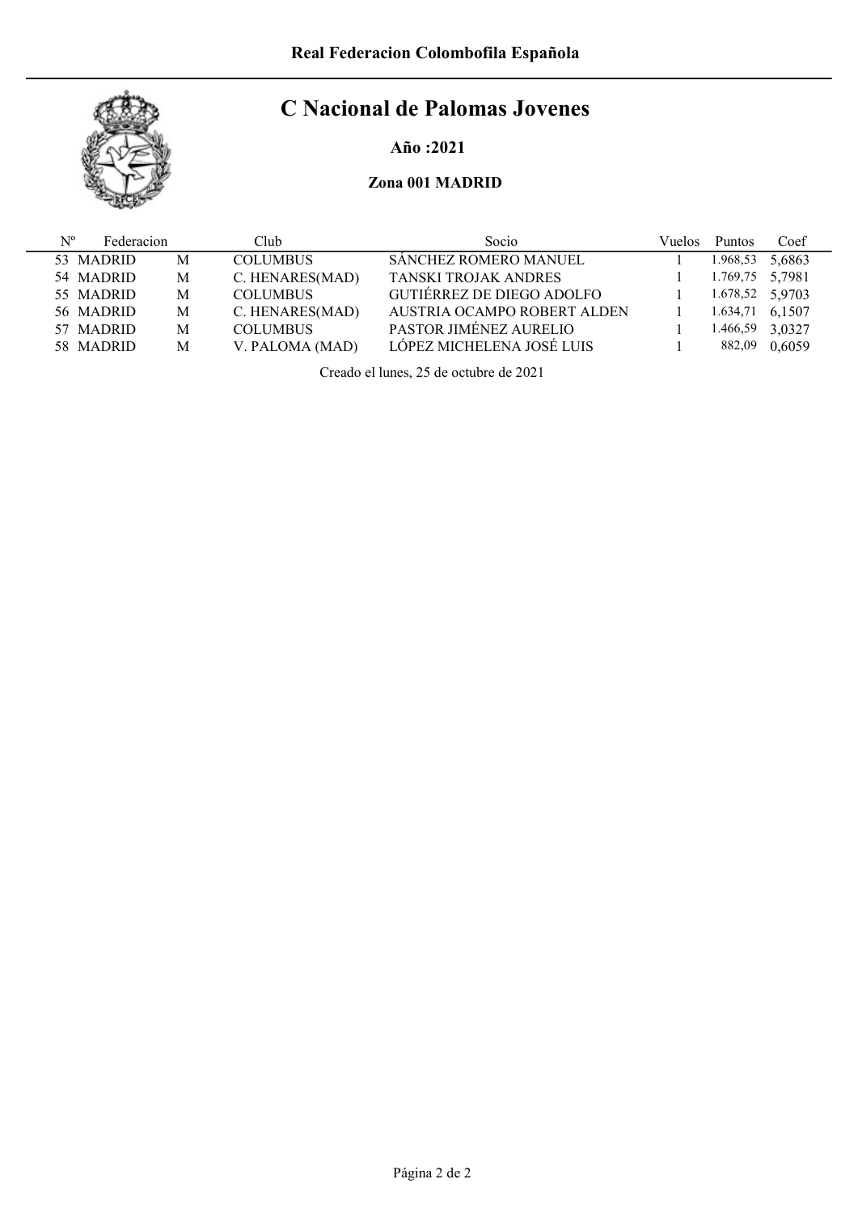Real Federacion Colombofila Española

# C Nacional de Palomas Jovenes

**Año :2021**

**Zona 001 MADRID**

| Nº | Federacion | | Club | Socio | Vuelos | Puntos | Coef |
|---|---|---|---|---|---|---|---|
| 53 | MADRID | M | COLUMBUS | SÁNCHEZ ROMERO MANUEL | 1 | 1.968,53 | 5,6863 |
| 54 | MADRID | M | C. HENARES(MAD) | TANSKI TROJAK ANDRES | 1 | 1.769,75 | 5,7981 |
| 55 | MADRID | M | COLUMBUS | GUTIÉRREZ DE DIEGO ADOLFO | 1 | 1.678,52 | 5,9703 |
| 56 | MADRID | M | C. HENARES(MAD) | AUSTRIA OCAMPO ROBERT ALDEN | 1 | 1.634,71 | 6,1507 |
| 57 | MADRID | M | COLUMBUS | PASTOR JIMÉNEZ AURELIO | 1 | 1.466,59 | 3,0327 |
| 58 | MADRID | M | V. PALOMA (MAD) | LÓPEZ MICHELENA JOSÉ LUIS | 1 | 882,09 | 0,6059 |

Creado el lunes, 25 de octubre de 2021